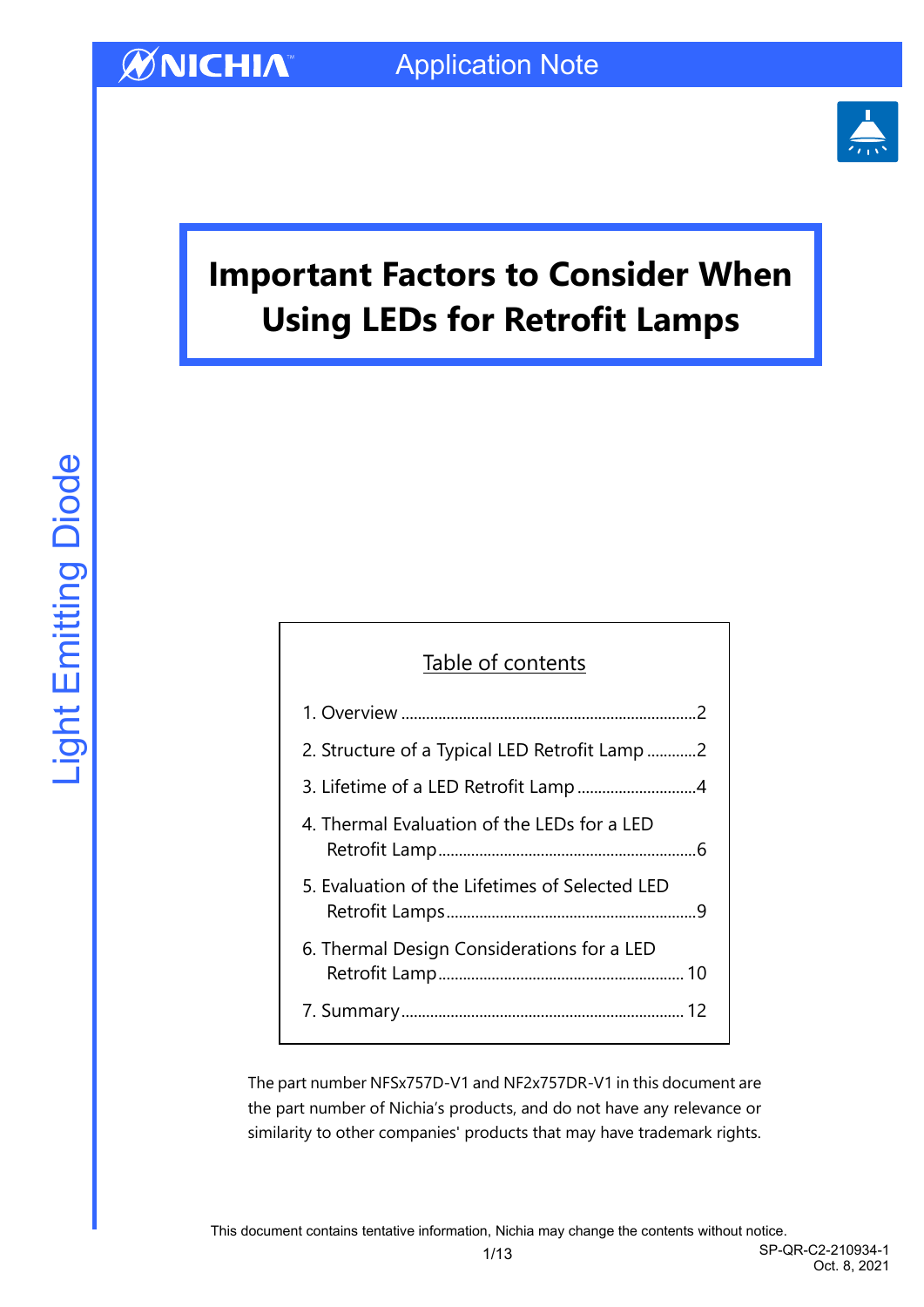# Important Factors to Consider When Using LEDs for Retrofit Lamps

## Table of contents

1. Overview ........................................................................2
2. Structure of a Typical LED Retrofit Lamp ............2
3. Lifetime of a LED Retrofit Lamp .............................4
4. Thermal Evaluation of the LEDs for a LED Retrofit Lamp..............................................................6
5. Evaluation of the Lifetimes of Selected LED Retrofit Lamps............................................................9
6. Thermal Design Considerations for a LED Retrofit Lamp........................................................... 10
7. Summary.................................................................... 12

The part number NFSx757D-V1 and NF2x757DR-V1 in this document are the part number of Nichia's products, and do not have any relevance or similarity to other companies' products that may have trademark rights.

This document contains tentative information, Nichia may change the contents without notice.

SP-QR-C2-210934-1
Oct. 8, 2021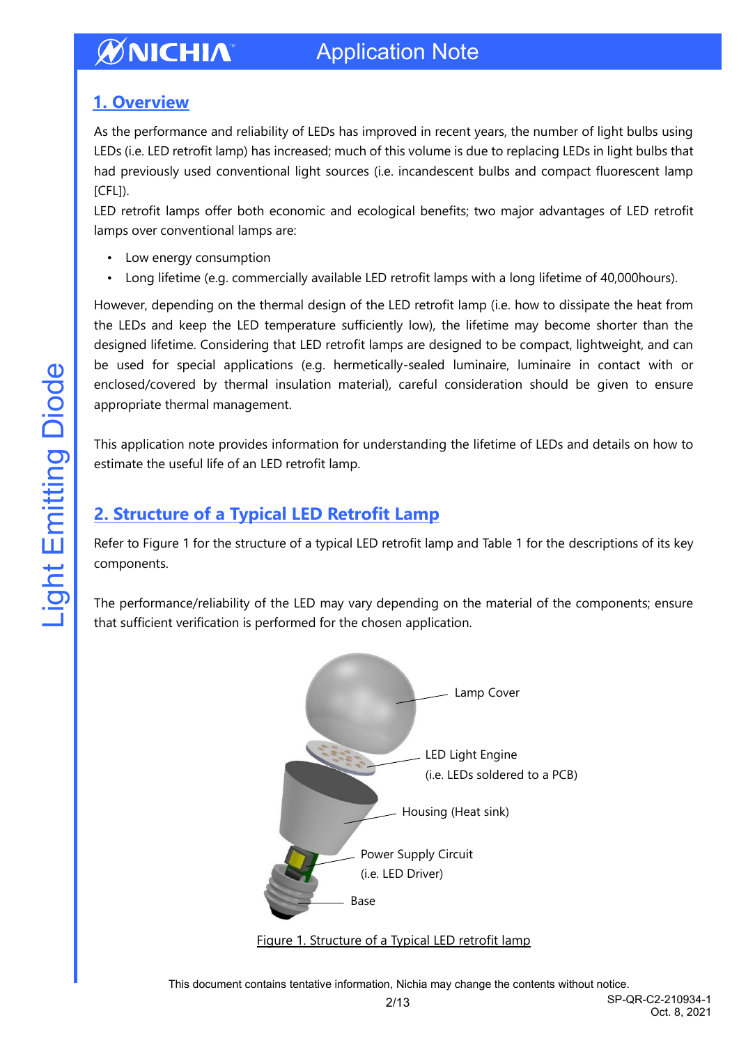## 1. Overview

As the performance and reliability of LEDs has improved in recent years, the number of light bulbs using LEDs (i.e. LED retrofit lamp) has increased; much of this volume is due to replacing LEDs in light bulbs that had previously used conventional light sources (i.e. incandescent bulbs and compact fluorescent lamp [CFL]).

LED retrofit lamps offer both economic and ecological benefits; two major advantages of LED retrofit lamps over conventional lamps are:

- Low energy consumption
- Long lifetime (e.g. commercially available LED retrofit lamps with a long lifetime of 40,000hours).

However, depending on the thermal design of the LED retrofit lamp (i.e. how to dissipate the heat from the LEDs and keep the LED temperature sufficiently low), the lifetime may become shorter than the designed lifetime. Considering that LED retrofit lamps are designed to be compact, lightweight, and can be used for special applications (e.g. hermetically-sealed luminaire, luminaire in contact with or enclosed/covered by thermal insulation material), careful consideration should be given to ensure appropriate thermal management.

This application note provides information for understanding the lifetime of LEDs and details on how to estimate the useful life of an LED retrofit lamp.

## 2. Structure of a Typical LED Retrofit Lamp

Refer to Figure 1 for the structure of a typical LED retrofit lamp and Table 1 for the descriptions of its key components.

The performance/reliability of the LED may vary depending on the material of the components; ensure that sufficient verification is performed for the chosen application.

Lamp Cover

LED Light Engine
(i.e. LEDs soldered to a PCB)

Housing (Heat sink)

Power Supply Circuit
(i.e. LED Driver)

Base

Figure 1. Structure of a Typical LED retrofit lamp

This document contains tentative information, Nichia may change the contents without notice.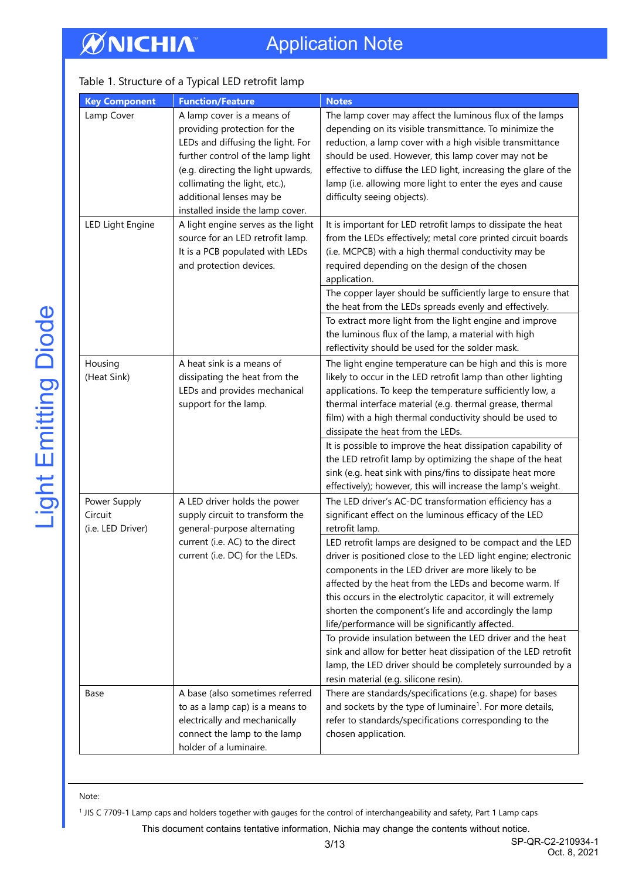Table 1. Structure of a Typical LED retrofit lamp

| Key Component | Function/Feature | Notes |
|---|---|---|
| Lamp Cover | A lamp cover is a means of providing protection for the LEDs and diffusing the light. For further control of the lamp light (e.g. directing the light upwards, collimating the light, etc.), additional lenses may be installed inside the lamp cover. | The lamp cover may affect the luminous flux of the lamps depending on its visible transmittance. To minimize the reduction, a lamp cover with a high visible transmittance should be used. However, this lamp cover may not be effective to diffuse the LED light, increasing the glare of the lamp (i.e. allowing more light to enter the eyes and cause difficulty seeing objects). |
| LED Light Engine | A light engine serves as the light source for an LED retrofit lamp. It is a PCB populated with LEDs and protection devices. | It is important for LED retrofit lamps to dissipate the heat from the LEDs effectively; metal core printed circuit boards (i.e. MCPCB) with a high thermal conductivity may be required depending on the design of the chosen application. |
| | | The copper layer should be sufficiently large to ensure that the heat from the LEDs spreads evenly and effectively. |
| | | To extract more light from the light engine and improve the luminous flux of the lamp, a material with high reflectivity should be used for the solder mask. |
| Housing (Heat Sink) | A heat sink is a means of dissipating the heat from the LEDs and provides mechanical support for the lamp. | The light engine temperature can be high and this is more likely to occur in the LED retrofit lamp than other lighting applications. To keep the temperature sufficiently low, a thermal interface material (e.g. thermal grease, thermal film) with a high thermal conductivity should be used to dissipate the heat from the LEDs. |
| | | It is possible to improve the heat dissipation capability of the LED retrofit lamp by optimizing the shape of the heat sink (e.g. heat sink with pins/fins to dissipate heat more effectively); however, this will increase the lamp's weight. |
| Power Supply Circuit (i.e. LED Driver) | A LED driver holds the power supply circuit to transform the general-purpose alternating current (i.e. AC) to the direct current (i.e. DC) for the LEDs. | The LED driver's AC-DC transformation efficiency has a significant effect on the luminous efficacy of the LED retrofit lamp. |
| | | LED retrofit lamps are designed to be compact and the LED driver is positioned close to the LED light engine; electronic components in the LED driver are more likely to be affected by the heat from the LEDs and become warm. If this occurs in the electrolytic capacitor, it will extremely shorten the component's life and accordingly the lamp life/performance will be significantly affected. |
| | | To provide insulation between the LED driver and the heat sink and allow for better heat dissipation of the LED retrofit lamp, the LED driver should be completely surrounded by a resin material (e.g. silicone resin). |
| Base | A base (also sometimes referred to as a lamp cap) is a means to electrically and mechanically connect the lamp to the lamp holder of a luminaire. | There are standards/specifications (e.g. shape) for bases and sockets by the type of luminaire[1]. For more details, refer to standards/specifications corresponding to the chosen application. |

Note:

[1] JIS C 7709-1 Lamp caps and holders together with gauges for the control of interchangeability and safety, Part 1 Lamp caps

This document contains tentative information, Nichia may change the contents without notice.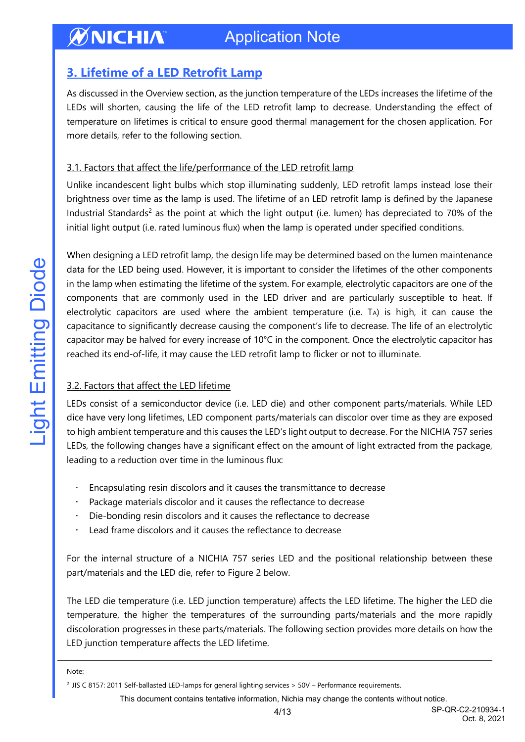## 3. Lifetime of a LED Retrofit Lamp

As discussed in the Overview section, as the junction temperature of the LEDs increases the lifetime of the LEDs will shorten, causing the life of the LED retrofit lamp to decrease. Understanding the effect of temperature on lifetimes is critical to ensure good thermal management for the chosen application. For more details, refer to the following section.

### 3.1. Factors that affect the life/performance of the LED retrofit lamp

Unlike incandescent light bulbs which stop illuminating suddenly, LED retrofit lamps instead lose their brightness over time as the lamp is used. The lifetime of an LED retrofit lamp is defined by the Japanese Industrial Standards[2] as the point at which the light output (i.e. lumen) has depreciated to 70% of the initial light output (i.e. rated luminous flux) when the lamp is operated under specified conditions.

When designing a LED retrofit lamp, the design life may be determined based on the lumen maintenance data for the LED being used. However, it is important to consider the lifetimes of the other components in the lamp when estimating the lifetime of the system. For example, electrolytic capacitors are one of the components that are commonly used in the LED driver and are particularly susceptible to heat. If electrolytic capacitors are used where the ambient temperature (i.e. $T_A$) is high, it can cause the capacitance to significantly decrease causing the component's life to decrease. The life of an electrolytic capacitor may be halved for every increase of 10°C in the component. Once the electrolytic capacitor has reached its end-of-life, it may cause the LED retrofit lamp to flicker or not to illuminate.

### 3.2. Factors that affect the LED lifetime

LEDs consist of a semiconductor device (i.e. LED die) and other component parts/materials. While LED dice have very long lifetimes, LED component parts/materials can discolor over time as they are exposed to high ambient temperature and this causes the LED's light output to decrease. For the NICHIA 757 series LEDs, the following changes have a significant effect on the amount of light extracted from the package, leading to a reduction over time in the luminous flux:

- Encapsulating resin discolors and it causes the transmittance to decrease
- Package materials discolor and it causes the reflectance to decrease
- Die-bonding resin discolors and it causes the reflectance to decrease
- Lead frame discolors and it causes the reflectance to decrease

For the internal structure of a NICHIA 757 series LED and the positional relationship between these part/materials and the LED die, refer to Figure 2 below.

The LED die temperature (i.e. LED junction temperature) affects the LED lifetime. The higher the LED die temperature, the higher the temperatures of the surrounding parts/materials and the more rapidly discoloration progresses in these parts/materials. The following section provides more details on how the LED junction temperature affects the LED lifetime.

---

Note:

[2] JIS C 8157: 2011 Self-ballasted LED-lamps for general lighting services > 50V – Performance requirements.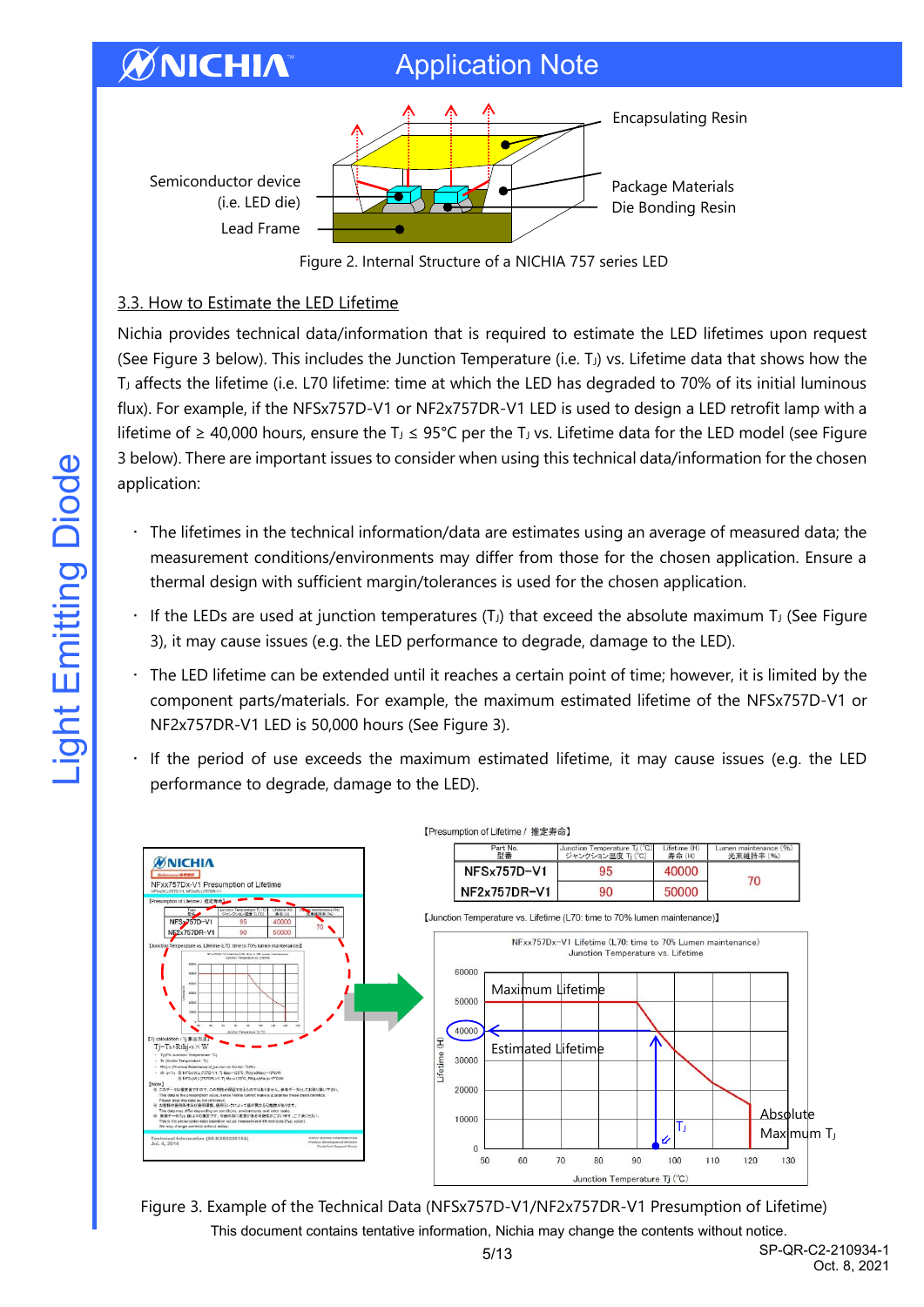Encapsulating Resin

Semiconductor device (i.e. LED die)

Package Materials

Die Bonding Resin

Lead Frame

Figure 2. Internal Structure of a NICHIA 757 series LED

### 3.3. How to Estimate the LED Lifetime

Nichia provides technical data/information that is required to estimate the LED lifetimes upon request (See Figure 3 below). This includes the Junction Temperature (i.e. $T_J$) vs. Lifetime data that shows how the $T_J$ affects the lifetime (i.e. L70 lifetime: time at which the LED has degraded to 70% of its initial luminous flux). For example, if the NFSx757D-V1 or NF2x757DR-V1 LED is used to design a LED retrofit lamp with a lifetime of ≥ 40,000 hours, ensure the $T_J$ ≤ 95°C per the $T_J$ vs. Lifetime data for the LED model (see Figure 3 below). There are important issues to consider when using this technical data/information for the chosen application:

- The lifetimes in the technical information/data are estimates using an average of measured data; the measurement conditions/environments may differ from those for the chosen application. Ensure a thermal design with sufficient margin/tolerances is used for the chosen application.
- If the LEDs are used at junction temperatures ($T_J$) that exceed the absolute maximum $T_J$ (See Figure 3), it may cause issues (e.g. the LED performance to degrade, damage to the LED).
- The LED lifetime can be extended until it reaches a certain point of time; however, it is limited by the component parts/materials. For example, the maximum estimated lifetime of the NFSx757D-V1 or NF2x757DR-V1 LED is 50,000 hours (See Figure 3).
- If the period of use exceeds the maximum estimated lifetime, it may cause issues (e.g. the LED performance to degrade, damage to the LED).

【Presumption of Lifetime / 推定寿命】

| Part No. 型番 | Junction Temperature Tj (°C) ジャンクション温度 Tj (°C) | Lifetime (H) 寿命 (H) | Lumen maintenance (%) 光束維持率 (%) |
|---|---|---|---|
| NFSx757D-V1 | 95 | 40000 | 70 |
| NF2x757DR-V1 | 90 | 50000 | |

【Junction Temperature vs. Lifetime (L70: time to 70% lumen maintenance)】

NFxx757Dx-V1 Lifetime (L70: time to 70% Lumen maintenance)
Junction Temperature vs. Lifetime

Maximum Lifetime

Estimated Lifetime

Absolute Maximum $T_J$

Figure 3. Example of the Technical Data (NFSx757D-V1/NF2x757DR-V1 Presumption of Lifetime)

This document contains tentative information, Nichia may change the contents without notice.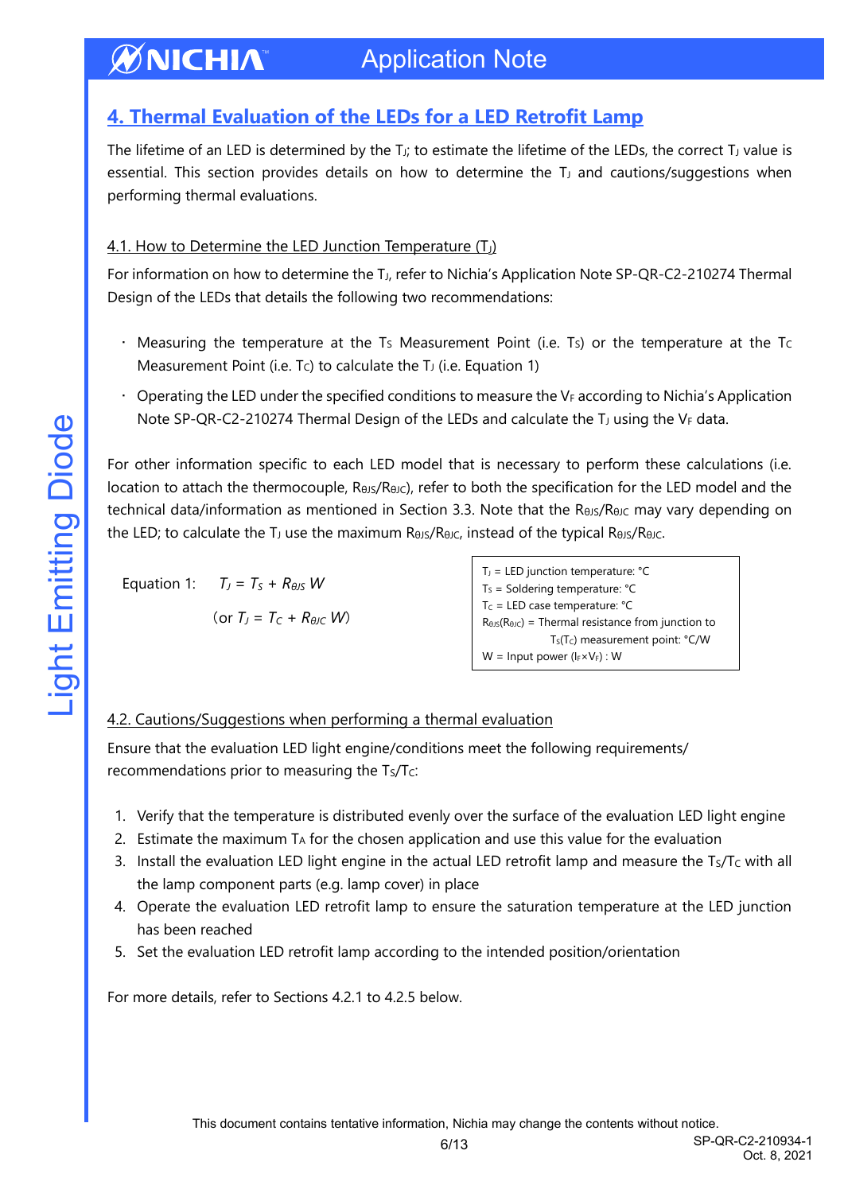## 4. Thermal Evaluation of the LEDs for a LED Retrofit Lamp

The lifetime of an LED is determined by the $T_J$; to estimate the lifetime of the LEDs, the correct $T_J$ value is essential. This section provides details on how to determine the $T_J$ and cautions/suggestions when performing thermal evaluations.

### 4.1. How to Determine the LED Junction Temperature ($T_J$)

For information on how to determine the $T_J$, refer to Nichia's Application Note SP-QR-C2-210274 Thermal Design of the LEDs that details the following two recommendations:

- Measuring the temperature at the $T_S$ Measurement Point (i.e. $T_S$) or the temperature at the $T_C$ Measurement Point (i.e. $T_C$) to calculate the $T_J$ (i.e. Equation 1)
- Operating the LED under the specified conditions to measure the $V_F$ according to Nichia's Application Note SP-QR-C2-210274 Thermal Design of the LEDs and calculate the $T_J$ using the $V_F$ data.

For other information specific to each LED model that is necessary to perform these calculations (i.e. location to attach the thermocouple, $R_{\theta JS}$/$R_{\theta JC}$), refer to both the specification for the LED model and the technical data/information as mentioned in Section 3.3. Note that the $R_{\theta JS}$/$R_{\theta JC}$ may vary depending on the LED; to calculate the $T_J$ use the maximum $R_{\theta JS}$/$R_{\theta JC}$, instead of the typical $R_{\theta JS}$/$R_{\theta JC}$.

Equation 1: $T_J = T_S + R_{\theta JS}\,W$

(or $T_J = T_C + R_{\theta JC}\,W$)

$T_J$ = LED junction temperature: °C
$T_S$ = Soldering temperature: °C
$T_C$ = LED case temperature: °C
$R_{\theta JS}$($R_{\theta JC}$) = Thermal resistance from junction to $T_S$($T_C$) measurement point: °C/W
W = Input power ($I_F$×$V_F$) : W

### 4.2. Cautions/Suggestions when performing a thermal evaluation

Ensure that the evaluation LED light engine/conditions meet the following requirements/ recommendations prior to measuring the $T_S$/$T_C$:

1. Verify that the temperature is distributed evenly over the surface of the evaluation LED light engine
2. Estimate the maximum $T_A$ for the chosen application and use this value for the evaluation
3. Install the evaluation LED light engine in the actual LED retrofit lamp and measure the $T_S$/$T_C$ with all the lamp component parts (e.g. lamp cover) in place
4. Operate the evaluation LED retrofit lamp to ensure the saturation temperature at the LED junction has been reached
5. Set the evaluation LED retrofit lamp according to the intended position/orientation

For more details, refer to Sections 4.2.1 to 4.2.5 below.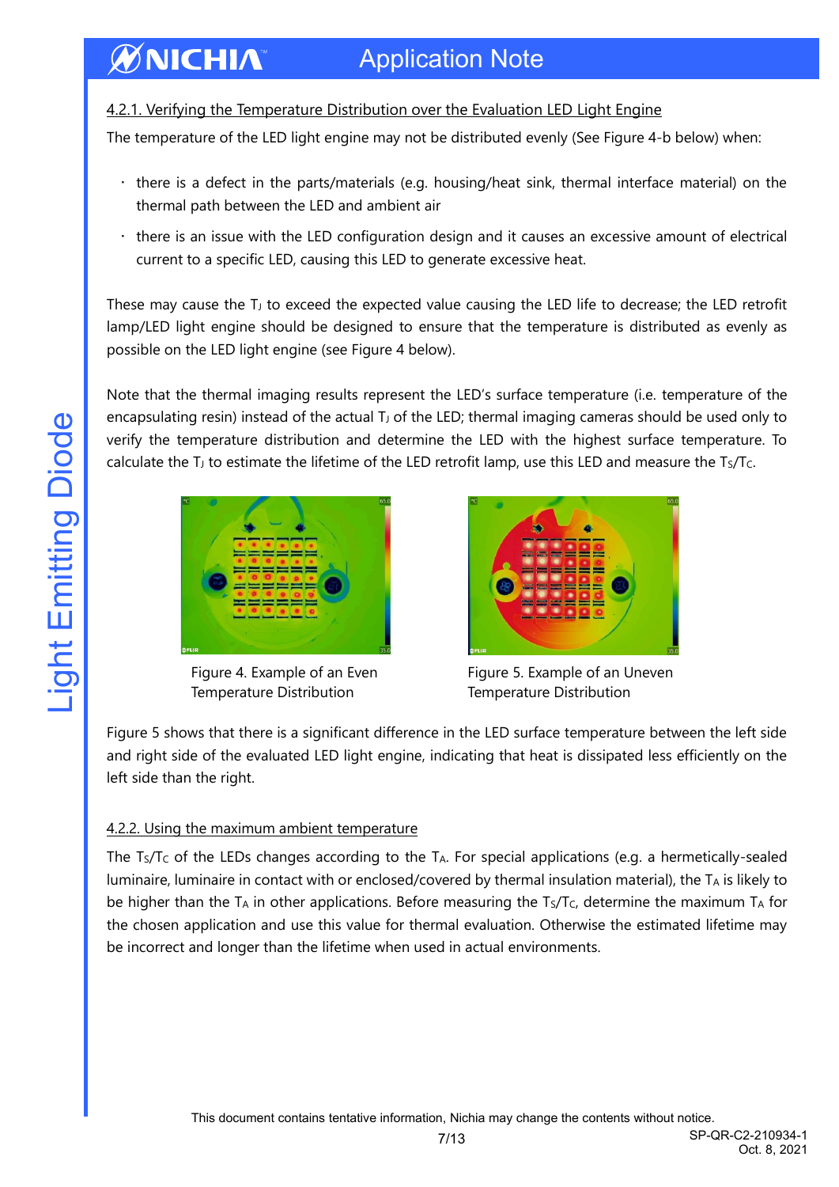#### 4.2.1. Verifying the Temperature Distribution over the Evaluation LED Light Engine

The temperature of the LED light engine may not be distributed evenly (See Figure 4-b below) when:

- there is a defect in the parts/materials (e.g. housing/heat sink, thermal interface material) on the thermal path between the LED and ambient air
- there is an issue with the LED configuration design and it causes an excessive amount of electrical current to a specific LED, causing this LED to generate excessive heat.

These may cause the $T_J$ to exceed the expected value causing the LED life to decrease; the LED retrofit lamp/LED light engine should be designed to ensure that the temperature is distributed as evenly as possible on the LED light engine (see Figure 4 below).

Note that the thermal imaging results represent the LED's surface temperature (i.e. temperature of the encapsulating resin) instead of the actual $T_J$ of the LED; thermal imaging cameras should be used only to verify the temperature distribution and determine the LED with the highest surface temperature. To calculate the $T_J$ to estimate the lifetime of the LED retrofit lamp, use this LED and measure the $T_S/T_C$.

Figure 4. Example of an Even Temperature Distribution

Figure 5. Example of an Uneven Temperature Distribution

Figure 5 shows that there is a significant difference in the LED surface temperature between the left side and right side of the evaluated LED light engine, indicating that heat is dissipated less efficiently on the left side than the right.

#### 4.2.2. Using the maximum ambient temperature

The $T_S/T_C$ of the LEDs changes according to the $T_A$. For special applications (e.g. a hermetically-sealed luminaire, luminaire in contact with or enclosed/covered by thermal insulation material), the $T_A$ is likely to be higher than the $T_A$ in other applications. Before measuring the $T_S/T_C$, determine the maximum $T_A$ for the chosen application and use this value for thermal evaluation. Otherwise the estimated lifetime may be incorrect and longer than the lifetime when used in actual environments.

This document contains tentative information, Nichia may change the contents without notice.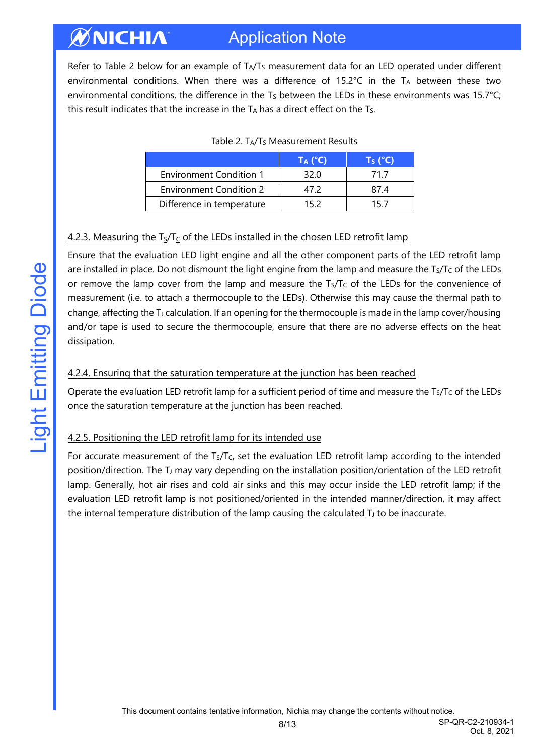Refer to Table 2 below for an example of $T_A$/$T_S$ measurement data for an LED operated under different environmental conditions. When there was a difference of 15.2°C in the $T_A$ between these two environmental conditions, the difference in the $T_S$ between the LEDs in these environments was 15.7°C; this result indicates that the increase in the $T_A$ has a direct effect on the $T_S$.

Table 2. $T_A$/$T_S$ Measurement Results

| | $T_A$ (°C) | $T_S$ (°C) |
|---|---|---|
| Environment Condition 1 | 32.0 | 71.7 |
| Environment Condition 2 | 47.2 | 87.4 |
| Difference in temperature | 15.2 | 15.7 |

### 4.2.3. Measuring the $T_S$/$T_C$ of the LEDs installed in the chosen LED retrofit lamp

Ensure that the evaluation LED light engine and all the other component parts of the LED retrofit lamp are installed in place. Do not dismount the light engine from the lamp and measure the $T_S$/$T_C$ of the LEDs or remove the lamp cover from the lamp and measure the $T_S$/$T_C$ of the LEDs for the convenience of measurement (i.e. to attach a thermocouple to the LEDs). Otherwise this may cause the thermal path to change, affecting the $T_J$ calculation. If an opening for the thermocouple is made in the lamp cover/housing and/or tape is used to secure the thermocouple, ensure that there are no adverse effects on the heat dissipation.

### 4.2.4. Ensuring that the saturation temperature at the junction has been reached

Operate the evaluation LED retrofit lamp for a sufficient period of time and measure the $T_S$/$T_C$ of the LEDs once the saturation temperature at the junction has been reached.

### 4.2.5. Positioning the LED retrofit lamp for its intended use

For accurate measurement of the $T_S$/$T_C$, set the evaluation LED retrofit lamp according to the intended position/direction. The $T_J$ may vary depending on the installation position/orientation of the LED retrofit lamp. Generally, hot air rises and cold air sinks and this may occur inside the LED retrofit lamp; if the evaluation LED retrofit lamp is not positioned/oriented in the intended manner/direction, it may affect the internal temperature distribution of the lamp causing the calculated $T_J$ to be inaccurate.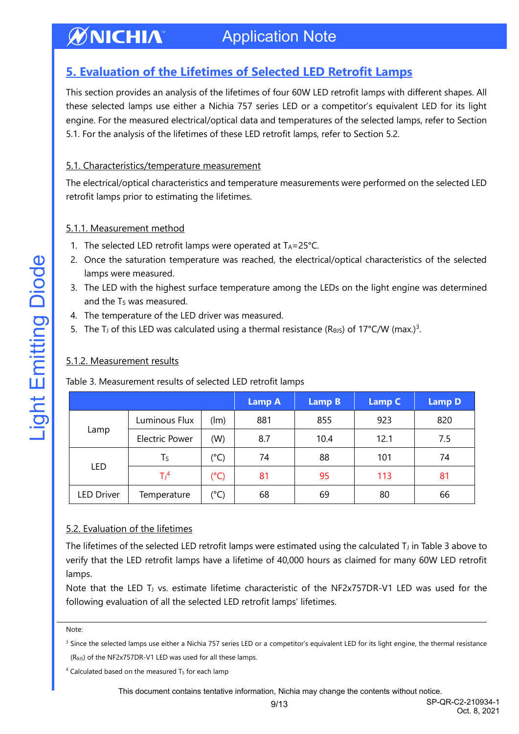## 5. Evaluation of the Lifetimes of Selected LED Retrofit Lamps

This section provides an analysis of the lifetimes of four 60W LED retrofit lamps with different shapes. All these selected lamps use either a Nichia 757 series LED or a competitor's equivalent LED for its light engine. For the measured electrical/optical data and temperatures of the selected lamps, refer to Section 5.1. For the analysis of the lifetimes of these LED retrofit lamps, refer to Section 5.2.

### 5.1. Characteristics/temperature measurement

The electrical/optical characteristics and temperature measurements were performed on the selected LED retrofit lamps prior to estimating the lifetimes.

#### 5.1.1. Measurement method

1. The selected LED retrofit lamps were operated at $T_A$=25°C.
2. Once the saturation temperature was reached, the electrical/optical characteristics of the selected lamps were measured.
3. The LED with the highest surface temperature among the LEDs on the light engine was determined and the $T_S$ was measured.
4. The temperature of the LED driver was measured.
5. The $T_J$ of this LED was calculated using a thermal resistance ($R_{θJS}$) of 17°C/W (max.)[3].

#### 5.1.2. Measurement results

Table 3. Measurement results of selected LED retrofit lamps

| | | | Lamp A | Lamp B | Lamp C | Lamp D |
|---|---|---|---|---|---|---|
| Lamp | Luminous Flux | (lm) | 881 | 855 | 923 | 820 |
| | Electric Power | (W) | 8.7 | 10.4 | 12.1 | 7.5 |
| LED | $T_S$ | (°C) | 74 | 88 | 101 | 74 |
| | $T_J$[4] | (°C) | 81 | 95 | 113 | 81 |
| LED Driver | Temperature | (°C) | 68 | 69 | 80 | 66 |

### 5.2. Evaluation of the lifetimes

The lifetimes of the selected LED retrofit lamps were estimated using the calculated $T_J$ in Table 3 above to verify that the LED retrofit lamps have a lifetime of 40,000 hours as claimed for many 60W LED retrofit lamps.

Note that the LED $T_J$ vs. estimate lifetime characteristic of the NF2x757DR-V1 LED was used for the following evaluation of all the selected LED retrofit lamps' lifetimes.

---

Note:

[3] Since the selected lamps use either a Nichia 757 series LED or a competitor's equivalent LED for its light engine, the thermal resistance ($R_{θJS}$) of the NF2x757DR-V1 LED was used for all these lamps.

[4] Calculated based on the measured $T_S$ for each lamp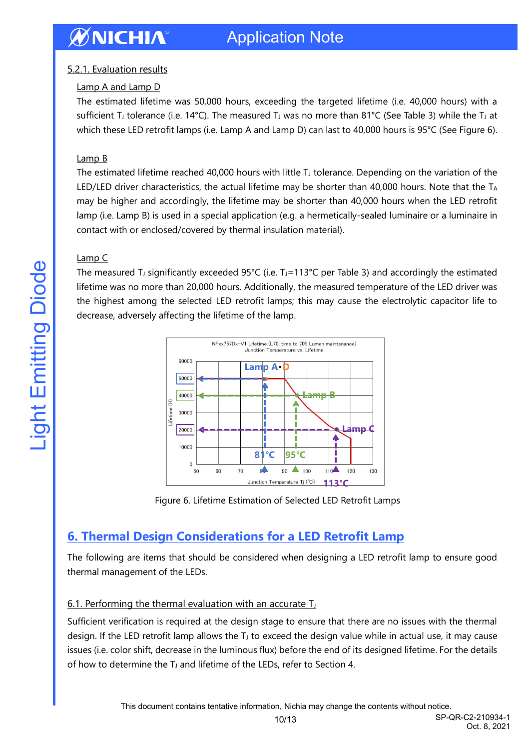### 5.2.1. Evaluation results

#### Lamp A and Lamp D

The estimated lifetime was 50,000 hours, exceeding the targeted lifetime (i.e. 40,000 hours) with a sufficient $T_J$ tolerance (i.e. 14°C). The measured $T_J$ was no more than 81°C (See Table 3) while the $T_J$ at which these LED retrofit lamps (i.e. Lamp A and Lamp D) can last to 40,000 hours is 95°C (See Figure 6).

#### Lamp B

The estimated lifetime reached 40,000 hours with little $T_J$ tolerance. Depending on the variation of the LED/LED driver characteristics, the actual lifetime may be shorter than 40,000 hours. Note that the $T_A$ may be higher and accordingly, the lifetime may be shorter than 40,000 hours when the LED retrofit lamp (i.e. Lamp B) is used in a special application (e.g. a hermetically-sealed luminaire or a luminaire in contact with or enclosed/covered by thermal insulation material).

#### Lamp C

The measured $T_J$ significantly exceeded 95°C (i.e. $T_J$=113°C per Table 3) and accordingly the estimated lifetime was no more than 20,000 hours. Additionally, the measured temperature of the LED driver was the highest among the selected LED retrofit lamps; this may cause the electrolytic capacitor life to decrease, adversely affecting the lifetime of the lamp.

Figure 6. Lifetime Estimation of Selected LED Retrofit Lamps

## 6. Thermal Design Considerations for a LED Retrofit Lamp

The following are items that should be considered when designing a LED retrofit lamp to ensure good thermal management of the LEDs.

### 6.1. Performing the thermal evaluation with an accurate $T_J$

Sufficient verification is required at the design stage to ensure that there are no issues with the thermal design. If the LED retrofit lamp allows the $T_J$ to exceed the design value while in actual use, it may cause issues (i.e. color shift, decrease in the luminous flux) before the end of its designed lifetime. For the details of how to determine the $T_J$ and lifetime of the LEDs, refer to Section 4.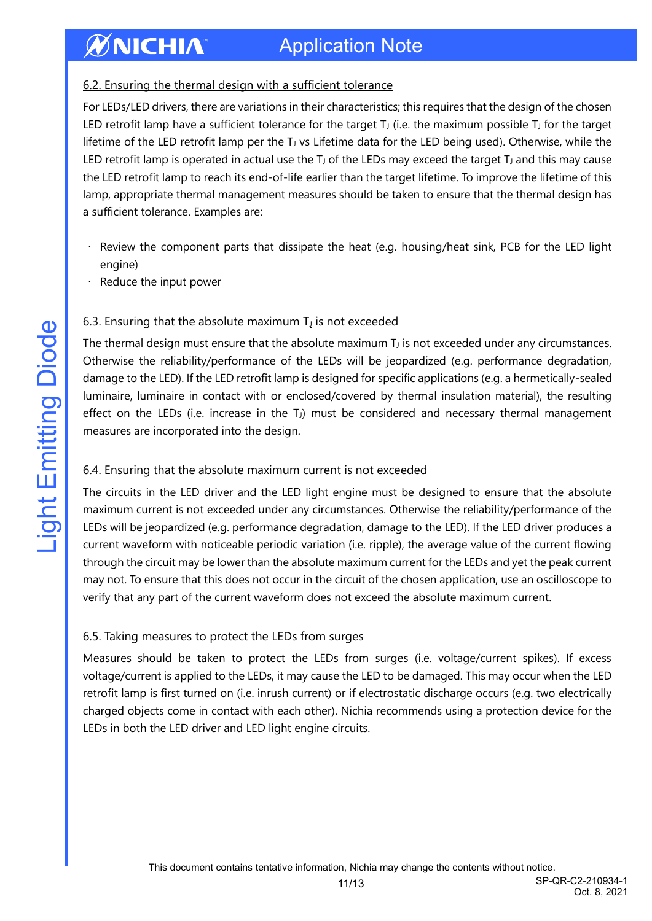## 6.2. Ensuring the thermal design with a sufficient tolerance

For LEDs/LED drivers, there are variations in their characteristics; this requires that the design of the chosen LED retrofit lamp have a sufficient tolerance for the target $T_J$ (i.e. the maximum possible $T_J$ for the target lifetime of the LED retrofit lamp per the $T_J$ vs Lifetime data for the LED being used). Otherwise, while the LED retrofit lamp is operated in actual use the $T_J$ of the LEDs may exceed the target $T_J$ and this may cause the LED retrofit lamp to reach its end-of-life earlier than the target lifetime. To improve the lifetime of this lamp, appropriate thermal management measures should be taken to ensure that the thermal design has a sufficient tolerance. Examples are:

- Review the component parts that dissipate the heat (e.g. housing/heat sink, PCB for the LED light engine)
- Reduce the input power

## 6.3. Ensuring that the absolute maximum $T_J$ is not exceeded

The thermal design must ensure that the absolute maximum $T_J$ is not exceeded under any circumstances. Otherwise the reliability/performance of the LEDs will be jeopardized (e.g. performance degradation, damage to the LED). If the LED retrofit lamp is designed for specific applications (e.g. a hermetically-sealed luminaire, luminaire in contact with or enclosed/covered by thermal insulation material), the resulting effect on the LEDs (i.e. increase in the $T_J$) must be considered and necessary thermal management measures are incorporated into the design.

## 6.4. Ensuring that the absolute maximum current is not exceeded

The circuits in the LED driver and the LED light engine must be designed to ensure that the absolute maximum current is not exceeded under any circumstances. Otherwise the reliability/performance of the LEDs will be jeopardized (e.g. performance degradation, damage to the LED). If the LED driver produces a current waveform with noticeable periodic variation (i.e. ripple), the average value of the current flowing through the circuit may be lower than the absolute maximum current for the LEDs and yet the peak current may not. To ensure that this does not occur in the circuit of the chosen application, use an oscilloscope to verify that any part of the current waveform does not exceed the absolute maximum current.

## 6.5. Taking measures to protect the LEDs from surges

Measures should be taken to protect the LEDs from surges (i.e. voltage/current spikes). If excess voltage/current is applied to the LEDs, it may cause the LED to be damaged. This may occur when the LED retrofit lamp is first turned on (i.e. inrush current) or if electrostatic discharge occurs (e.g. two electrically charged objects come in contact with each other). Nichia recommends using a protection device for the LEDs in both the LED driver and LED light engine circuits.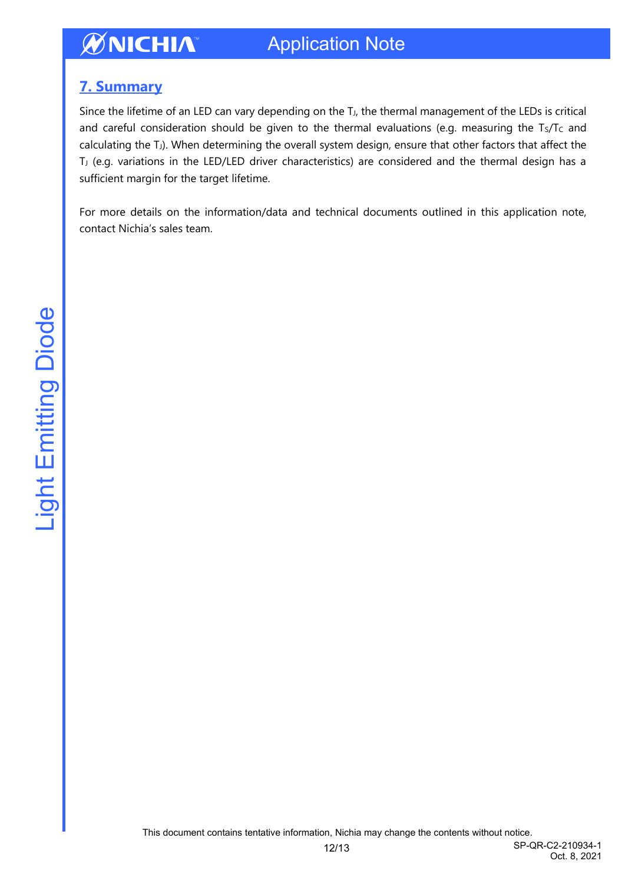## 7. Summary

Since the lifetime of an LED can vary depending on the $T_J$, the thermal management of the LEDs is critical and careful consideration should be given to the thermal evaluations (e.g. measuring the $T_S$/$T_C$ and calculating the $T_J$). When determining the overall system design, ensure that other factors that affect the $T_J$ (e.g. variations in the LED/LED driver characteristics) are considered and the thermal design has a sufficient margin for the target lifetime.

For more details on the information/data and technical documents outlined in this application note, contact Nichia's sales team.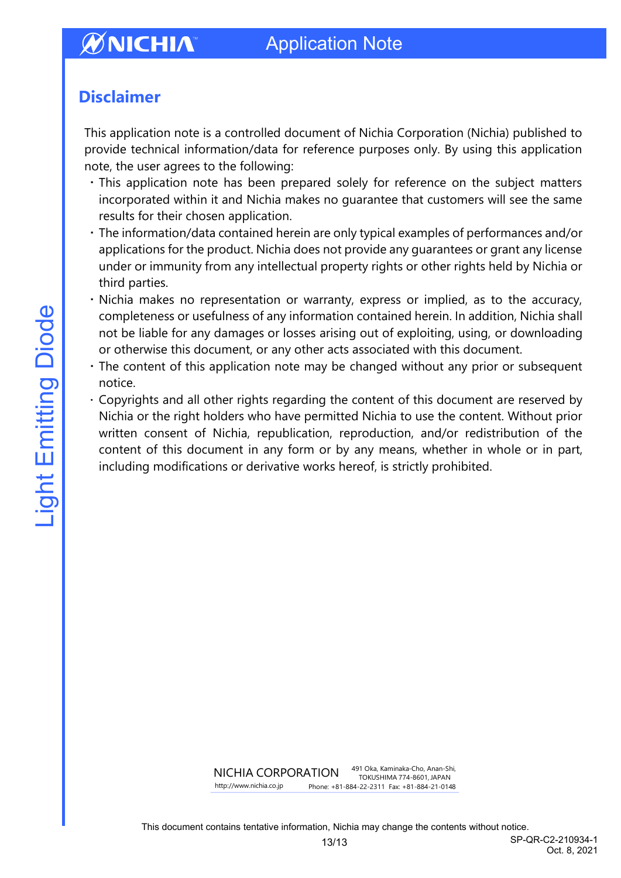## Disclaimer

This application note is a controlled document of Nichia Corporation (Nichia) published to provide technical information/data for reference purposes only. By using this application note, the user agrees to the following:

- This application note has been prepared solely for reference on the subject matters incorporated within it and Nichia makes no guarantee that customers will see the same results for their chosen application.
- The information/data contained herein are only typical examples of performances and/or applications for the product. Nichia does not provide any guarantees or grant any license under or immunity from any intellectual property rights or other rights held by Nichia or third parties.
- Nichia makes no representation or warranty, express or implied, as to the accuracy, completeness or usefulness of any information contained herein. In addition, Nichia shall not be liable for any damages or losses arising out of exploiting, using, or downloading or otherwise this document, or any other acts associated with this document.
- The content of this application note may be changed without any prior or subsequent notice.
- Copyrights and all other rights regarding the content of this document are reserved by Nichia or the right holders who have permitted Nichia to use the content. Without prior written consent of Nichia, republication, reproduction, and/or redistribution of the content of this document in any form or by any means, whether in whole or in part, including modifications or derivative works hereof, is strictly prohibited.

NICHIA CORPORATION
491 Oka, Kaminaka-Cho, Anan-Shi, TOKUSHIMA 774-8601, JAPAN
http://www.nichia.co.jp
Phone: +81-884-22-2311 Fax: +81-884-21-0148